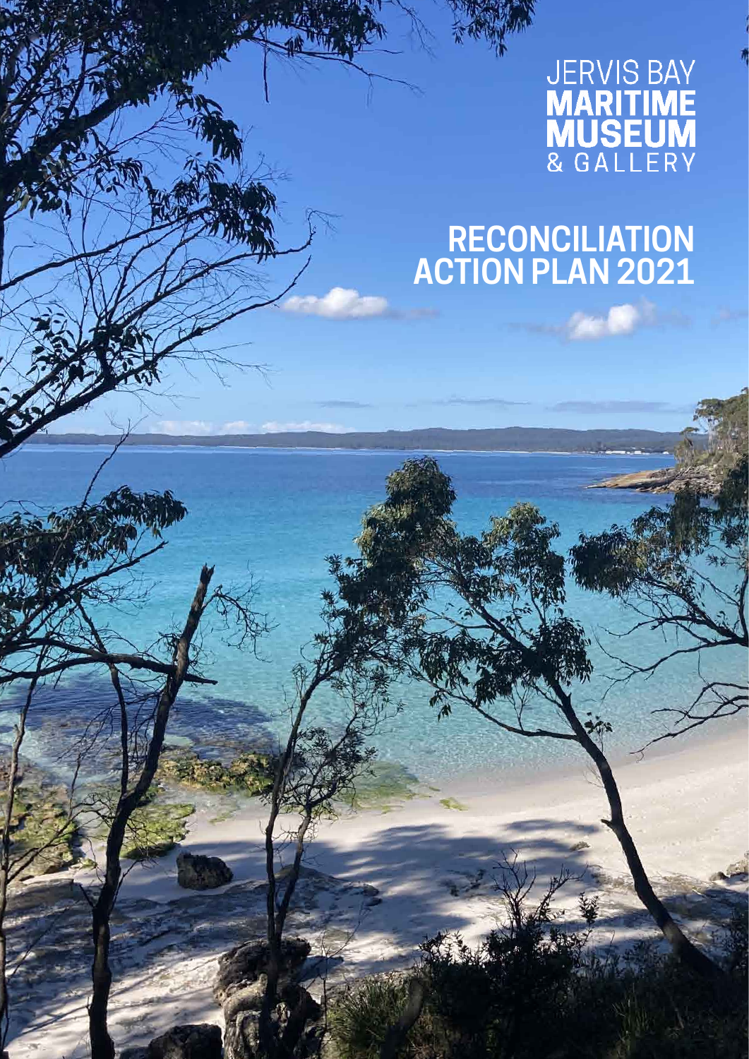JERVIS BAY
**MARITIME MUSEUM**
& GALLERY

# RECONCILIATION ACTION PLAN 2021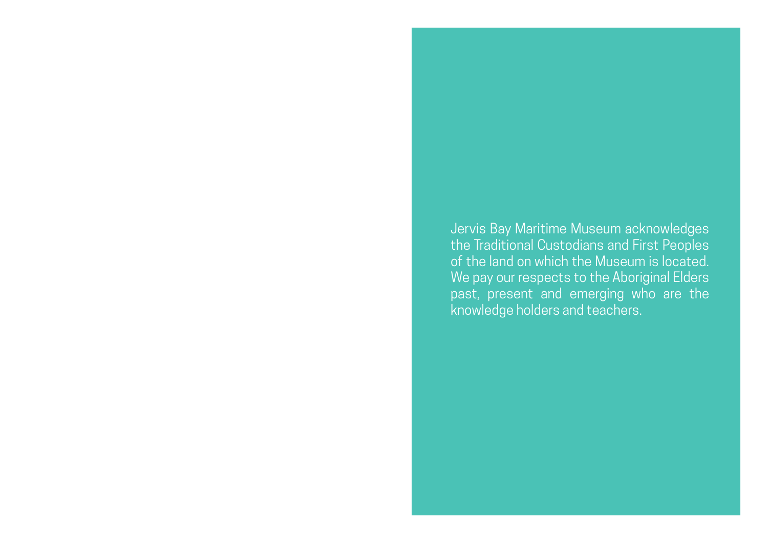Jervis Bay Maritime Museum acknowledges the Traditional Custodians and First Peoples of the land on which the Museum is located. We pay our respects to the Aboriginal Elders past, present and emerging who are the knowledge holders and teachers.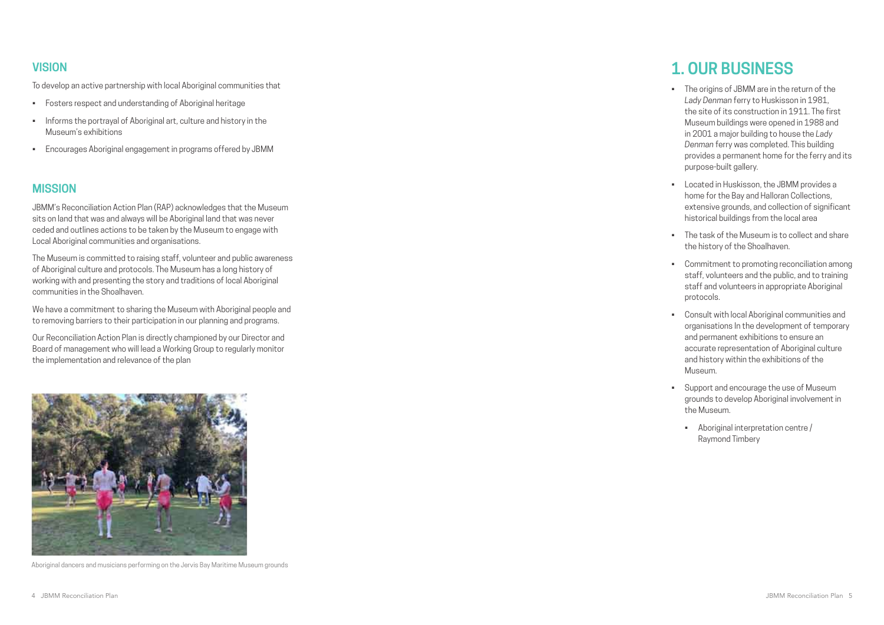## VISION

To develop an active partnership with local Aboriginal communities that

- Fosters respect and understanding of Aboriginal heritage
- Informs the portrayal of Aboriginal art, culture and history in the Museum's exhibitions
- Encourages Aboriginal engagement in programs offered by JBMM

## MISSION

JBMM's Reconciliation Action Plan (RAP) acknowledges that the Museum sits on land that was and always will be Aboriginal land that was never ceded and outlines actions to be taken by the Museum to engage with Local Aboriginal communities and organisations.

The Museum is committed to raising staff, volunteer and public awareness of Aboriginal culture and protocols. The Museum has a long history of working with and presenting the story and traditions of local Aboriginal communities in the Shoalhaven.

We have a commitment to sharing the Museum with Aboriginal people and to removing barriers to their participation in our planning and programs.

Our Reconciliation Action Plan is directly championed by our Director and Board of management who will lead a Working Group to regularly monitor the implementation and relevance of the plan

Aboriginal dancers and musicians performing on the Jervis Bay Maritime Museum grounds

# 1. OUR BUSINESS

- The origins of JBMM are in the return of the *Lady Denman* ferry to Huskisson in 1981, the site of its construction in 1911. The first Museum buildings were opened in 1988 and in 2001 a major building to house the *Lady Denman* ferry was completed. This building provides a permanent home for the ferry and its purpose-built gallery.
- Located in Huskisson, the JBMM provides a home for the Bay and Halloran Collections, extensive grounds, and collection of significant historical buildings from the local area
- The task of the Museum is to collect and share the history of the Shoalhaven.
- Commitment to promoting reconciliation among staff, volunteers and the public, and to training staff and volunteers in appropriate Aboriginal protocols.
- Consult with local Aboriginal communities and organisations In the development of temporary and permanent exhibitions to ensure an accurate representation of Aboriginal culture and history within the exhibitions of the Museum.
- Support and encourage the use of Museum grounds to develop Aboriginal involvement in the Museum.
  - Aboriginal interpretation centre / Raymond Timbery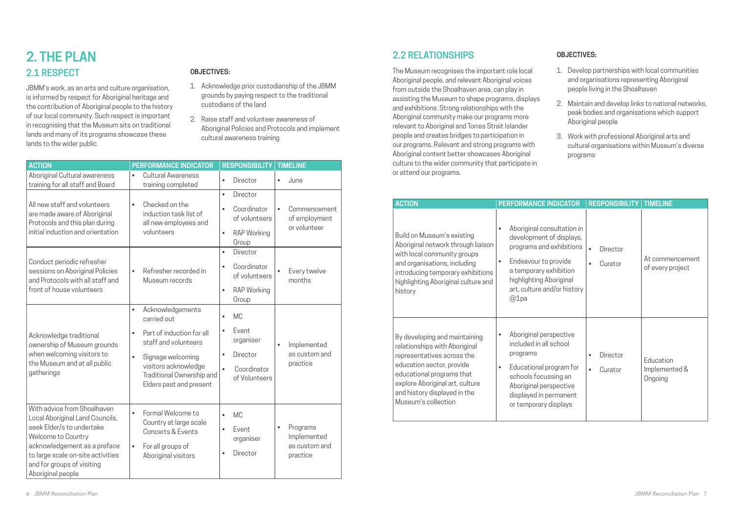# 2. THE PLAN

## 2.1 RESPECT

JBMM's work, as an arts and culture organisation, is informed by respect for Aboriginal heritage and the contribution of Aboriginal people to the history of our local community. Such respect is important in recognising that the Museum sits on traditional lands and many of its programs showcase these lands to the wider public.

**OBJECTIVES:**

1. Acknowledge prior custodianship of the JBMM grounds by paying respect to the traditional custodians of the land
2. Raise staff and volunteer awareness of Aboriginal Policies and Protocols and implement cultural awareness training

| ACTION | PERFORMANCE INDICATOR | RESPONSIBILITY | TIMELINE |
|---|---|---|---|
| Aboriginal Cultural awareness training for all staff and Board | ▪ Cultural Awareness training completed | ▪ Director | ▪ June |
| All new staff and volunteers are made aware of Aboriginal Protocols and this plan during initial induction and orientation | ▪ Checked on the induction task list of all new employees and volunteers | ▪ Director<br>▪ Coordinator of volunteers<br>▪ RAP Working Group | ▪ Commencement of employment or volunteer |
| Conduct periodic refresher sessions on Aboriginal Policies and Protocols with all staff and front of house volunteers | ▪ Refresher recorded in Museum records | ▪ Director<br>▪ Coordinator of volunteers<br>▪ RAP Working Group | ▪ Every twelve months |
| Acknowledge traditional ownership of Museum grounds when welcoming visitors to the Museum and at all public gatherings | ▪ Acknowledgements carried out<br>▪ Part of induction for all staff and volunteers<br>▪ Signage welcoming visitors acknowledge Traditional Ownership and Elders past and present | ▪ MC<br>▪ Event organiser<br>▪ Director<br>▪ Coordinator of Volunteers | ▪ Implemented as custom and practice |
| With advice from Shoalhaven Local Aboriginal Land Councils, seek Elder/s to undertake Welcome to Country acknowledgement as a preface to large scale on-site activities and for groups of visiting Aboriginal people | ▪ Formal Welcome to Country at large scale Concerts & Events<br>▪ For all groups of Aboriginal visitors | ▪ MC<br>▪ Event organiser<br>▪ Director | ▪ Programs Implemented as custom and practice |

## 2.2 RELATIONSHIPS

The Museum recognises the important role local Aboriginal people, and relevant Aboriginal voices from outside the Shoalhaven area, can play in assisting the Museum to shape programs, displays and exhibitions. Strong relationships with the Aboriginal community make our programs more relevant to Aboriginal and Torres Strait Islander people and creates bridges to participation in our programs. Relevant and strong programs with Aboriginal content better showcases Aboriginal culture to the wider community that participate in or attend our programs.

**OBJECTIVES:**

1. Develop partnerships with local communities and organisations representing Aboriginal people living in the Shoalhaven
2. Maintain and develop links to national networks, peak bodies and organisations which support Aboriginal people
3. Work with professional Aboriginal arts and cultural organisations within Museum's diverse programs

| ACTION | PERFORMANCE INDICATOR | RESPONSIBILITY | TIMELINE |
|---|---|---|---|
| Build on Museum's existing Aboriginal network through liaison with local community groups and organisations, including introducing temporary exhibitions highlighting Aboriginal culture and history | ▪ Aboriginal consultation in development of displays, programs and exhibitions<br>▪ Endeavour to provide a temporary exhibition highlighting Aboriginal art, culture and/or history @1pa | ▪ Director<br>▪ Curator | At commencement of every project |
| By developing and maintaining relationships with Aboriginal representatives across the education sector, provide educational programs that explore Aboriginal art, culture and history displayed in the Museum's collection | ▪ Aboriginal perspective included in all school programs<br>▪ Educational program for schools focussing an Aboriginal perspective displayed in permanent or temporary displays | ▪ Director<br>▪ Curator | Education Implemented & Ongoing |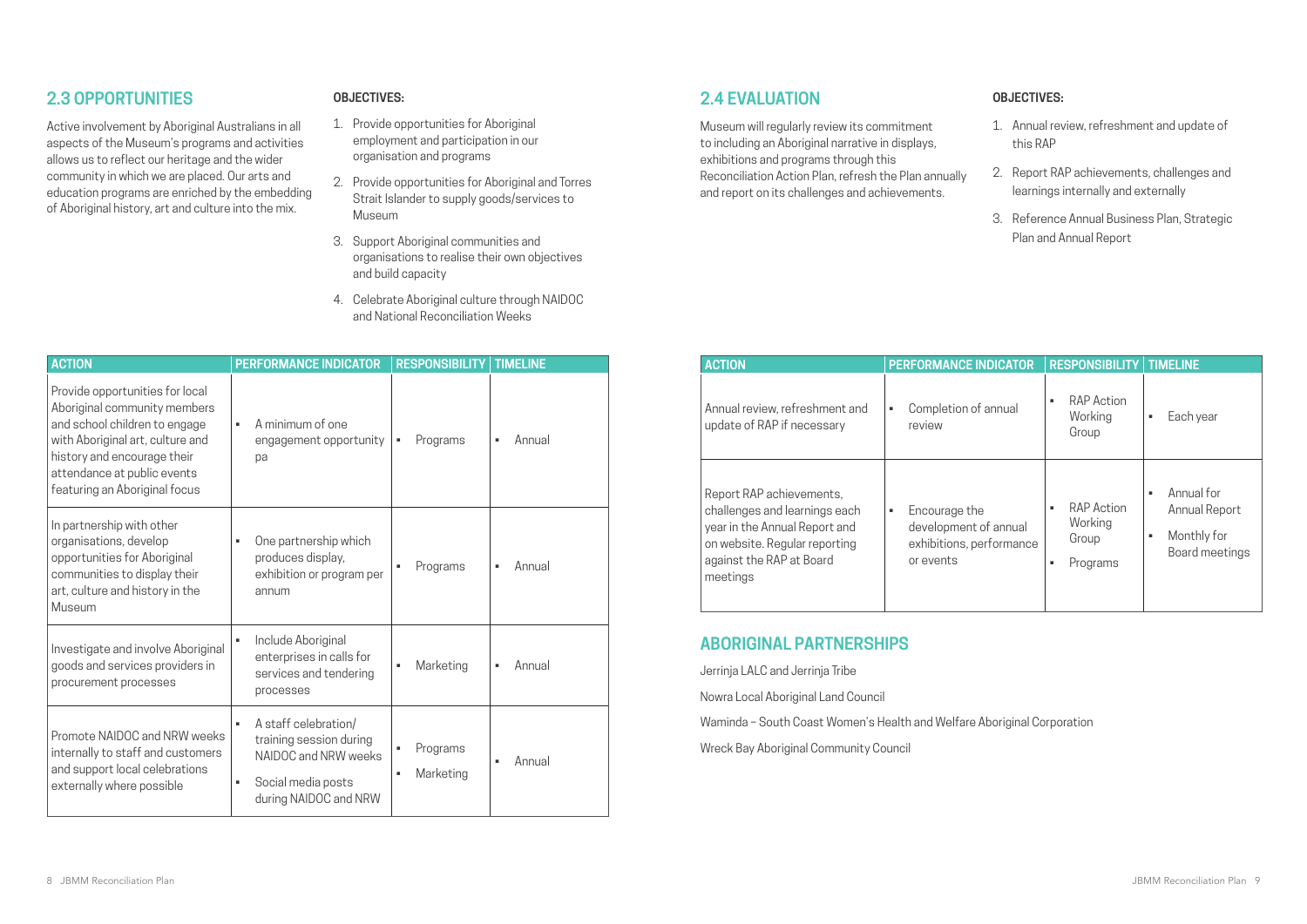## 2.3 OPPORTUNITIES

Active involvement by Aboriginal Australians in all aspects of the Museum's programs and activities allows us to reflect our heritage and the wider community in which we are placed. Our arts and education programs are enriched by the embedding of Aboriginal history, art and culture into the mix.

**OBJECTIVES:**

1. Provide opportunities for Aboriginal employment and participation in our organisation and programs
2. Provide opportunities for Aboriginal and Torres Strait Islander to supply goods/services to Museum
3. Support Aboriginal communities and organisations to realise their own objectives and build capacity
4. Celebrate Aboriginal culture through NAIDOC and National Reconciliation Weeks

| ACTION | PERFORMANCE INDICATOR | RESPONSIBILITY | TIMELINE |
|---|---|---|---|
| Provide opportunities for local Aboriginal community members and school children to engage with Aboriginal art, culture and history and encourage their attendance at public events featuring an Aboriginal focus | • A minimum of one engagement opportunity pa | • Programs | • Annual |
| In partnership with other organisations, develop opportunities for Aboriginal communities to display their art, culture and history in the Museum | • One partnership which produces display, exhibition or program per annum | • Programs | • Annual |
| Investigate and involve Aboriginal goods and services providers in procurement processes | • Include Aboriginal enterprises in calls for services and tendering processes | • Marketing | • Annual |
| Promote NAIDOC and NRW weeks internally to staff and customers and support local celebrations externally where possible | • A staff celebration/ training session during NAIDOC and NRW weeks<br>• Social media posts during NAIDOC and NRW | • Programs<br>• Marketing | • Annual |

## 2.4 EVALUATION

Museum will regularly review its commitment to including an Aboriginal narrative in displays, exhibitions and programs through this Reconciliation Action Plan, refresh the Plan annually and report on its challenges and achievements.

**OBJECTIVES:**

1. Annual review, refreshment and update of this RAP
2. Report RAP achievements, challenges and learnings internally and externally
3. Reference Annual Business Plan, Strategic Plan and Annual Report

| ACTION | PERFORMANCE INDICATOR | RESPONSIBILITY | TIMELINE |
|---|---|---|---|
| Annual review, refreshment and update of RAP if necessary | • Completion of annual review | • RAP Action Working Group | • Each year |
| Report RAP achievements, challenges and learnings each year in the Annual Report and on website. Regular reporting against the RAP at Board meetings | • Encourage the development of annual exhibitions, performance or events | • RAP Action Working Group<br>• Programs | • Annual for Annual Report<br>• Monthly for Board meetings |

## ABORIGINAL PARTNERSHIPS

Jerrinja LALC and Jerrinja Tribe

Nowra Local Aboriginal Land Council

Waminda – South Coast Women's Health and Welfare Aboriginal Corporation

Wreck Bay Aboriginal Community Council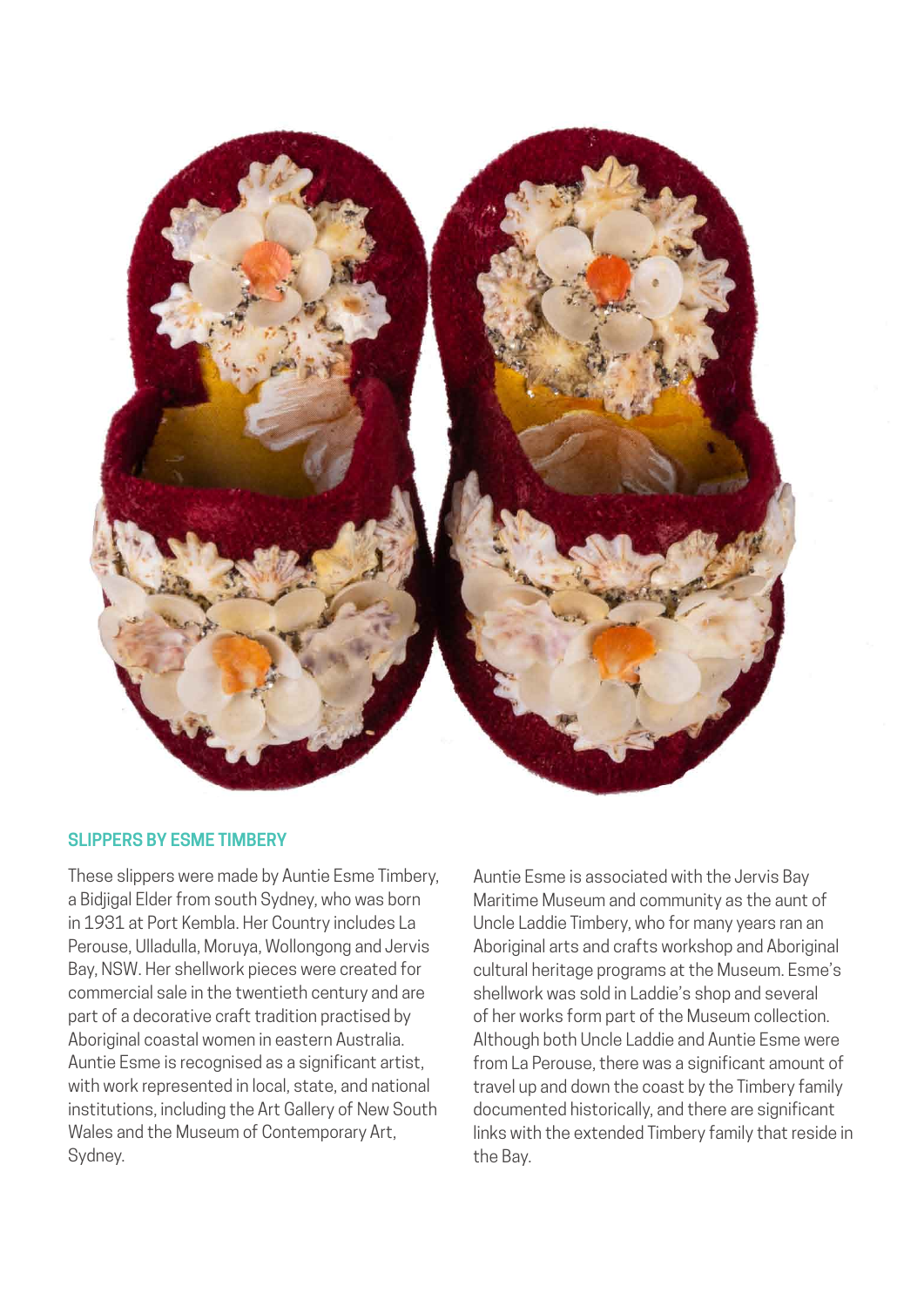## SLIPPERS BY ESME TIMBERY

These slippers were made by Auntie Esme Timbery, a Bidjigal Elder from south Sydney, who was born in 1931 at Port Kembla. Her Country includes La Perouse, Ulladulla, Moruya, Wollongong and Jervis Bay, NSW. Her shellwork pieces were created for commercial sale in the twentieth century and are part of a decorative craft tradition practised by Aboriginal coastal women in eastern Australia. Auntie Esme is recognised as a significant artist, with work represented in local, state, and national institutions, including the Art Gallery of New South Wales and the Museum of Contemporary Art, Sydney.

Auntie Esme is associated with the Jervis Bay Maritime Museum and community as the aunt of Uncle Laddie Timbery, who for many years ran an Aboriginal arts and crafts workshop and Aboriginal cultural heritage programs at the Museum. Esme's shellwork was sold in Laddie's shop and several of her works form part of the Museum collection. Although both Uncle Laddie and Auntie Esme were from La Perouse, there was a significant amount of travel up and down the coast by the Timbery family documented historically, and there are significant links with the extended Timbery family that reside in the Bay.